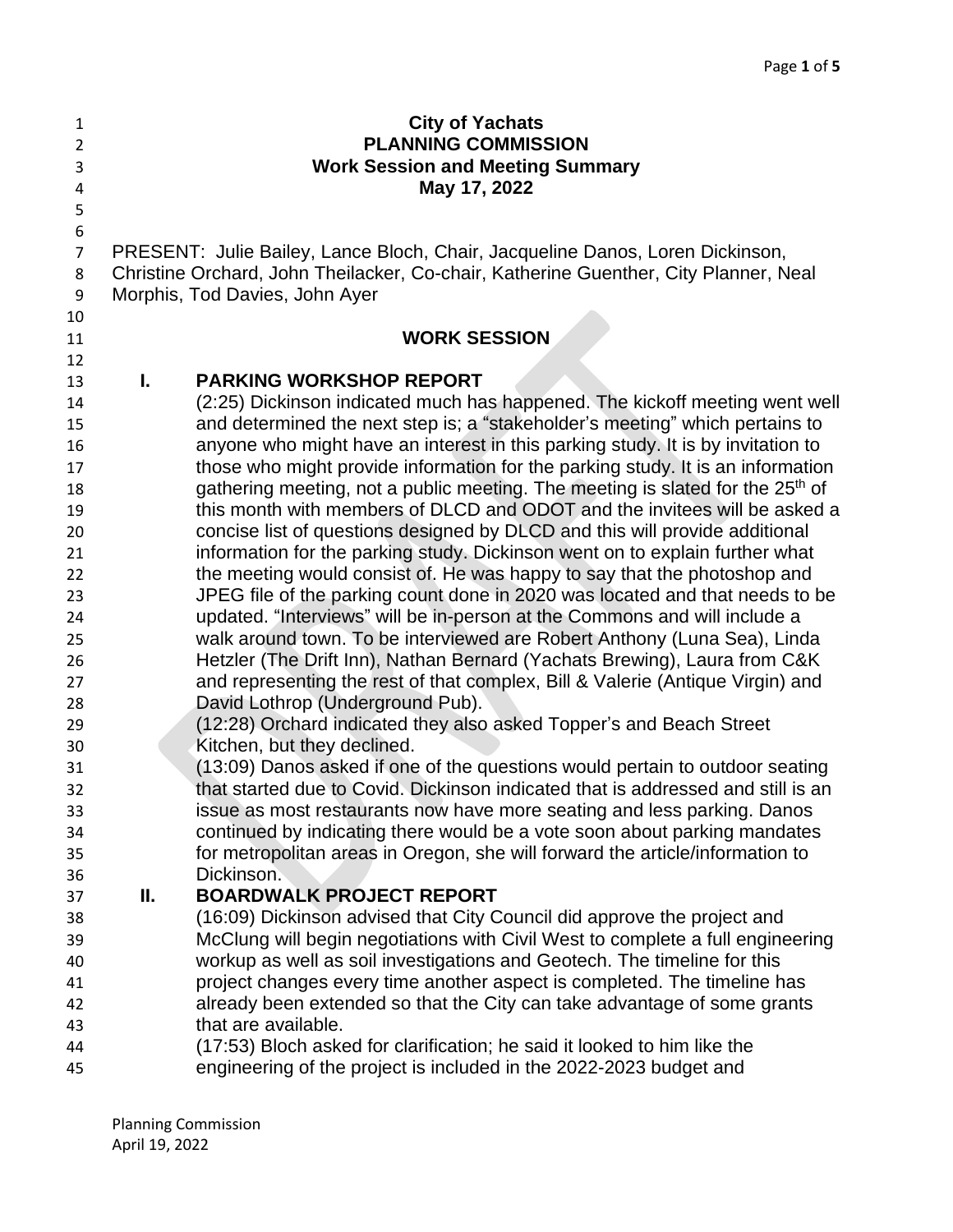**City of Yachats**
**PLANNING COMMISSION**
**Work Session and Meeting Summary**
**May 17, 2022**

PRESENT: Julie Bailey, Lance Bloch, Chair, Jacqueline Danos, Loren Dickinson, Christine Orchard, John Theilacker, Co-chair, Katherine Guenther, City Planner, Neal Morphis, Tod Davies, John Ayer

## WORK SESSION

### I. PARKING WORKSHOP REPORT

(2:25) Dickinson indicated much has happened. The kickoff meeting went well and determined the next step is; a "stakeholder's meeting" which pertains to anyone who might have an interest in this parking study. It is by invitation to those who might provide information for the parking study. It is an information gathering meeting, not a public meeting. The meeting is slated for the 25th of this month with members of DLCD and ODOT and the invitees will be asked a concise list of questions designed by DLCD and this will provide additional information for the parking study. Dickinson went on to explain further what the meeting would consist of. He was happy to say that the photoshop and JPEG file of the parking count done in 2020 was located and that needs to be updated. "Interviews" will be in-person at the Commons and will include a walk around town. To be interviewed are Robert Anthony (Luna Sea), Linda Hetzler (The Drift Inn), Nathan Bernard (Yachats Brewing), Laura from C&K and representing the rest of that complex, Bill & Valerie (Antique Virgin) and David Lothrop (Underground Pub).

(12:28) Orchard indicated they also asked Topper's and Beach Street Kitchen, but they declined.

(13:09) Danos asked if one of the questions would pertain to outdoor seating that started due to Covid. Dickinson indicated that is addressed and still is an issue as most restaurants now have more seating and less parking. Danos continued by indicating there would be a vote soon about parking mandates for metropolitan areas in Oregon, she will forward the article/information to Dickinson.

### II. BOARDWALK PROJECT REPORT

(16:09) Dickinson advised that City Council did approve the project and McClung will begin negotiations with Civil West to complete a full engineering workup as well as soil investigations and Geotech. The timeline for this project changes every time another aspect is completed. The timeline has already been extended so that the City can take advantage of some grants that are available.

(17:53) Bloch asked for clarification; he said it looked to him like the engineering of the project is included in the 2022-2023 budget and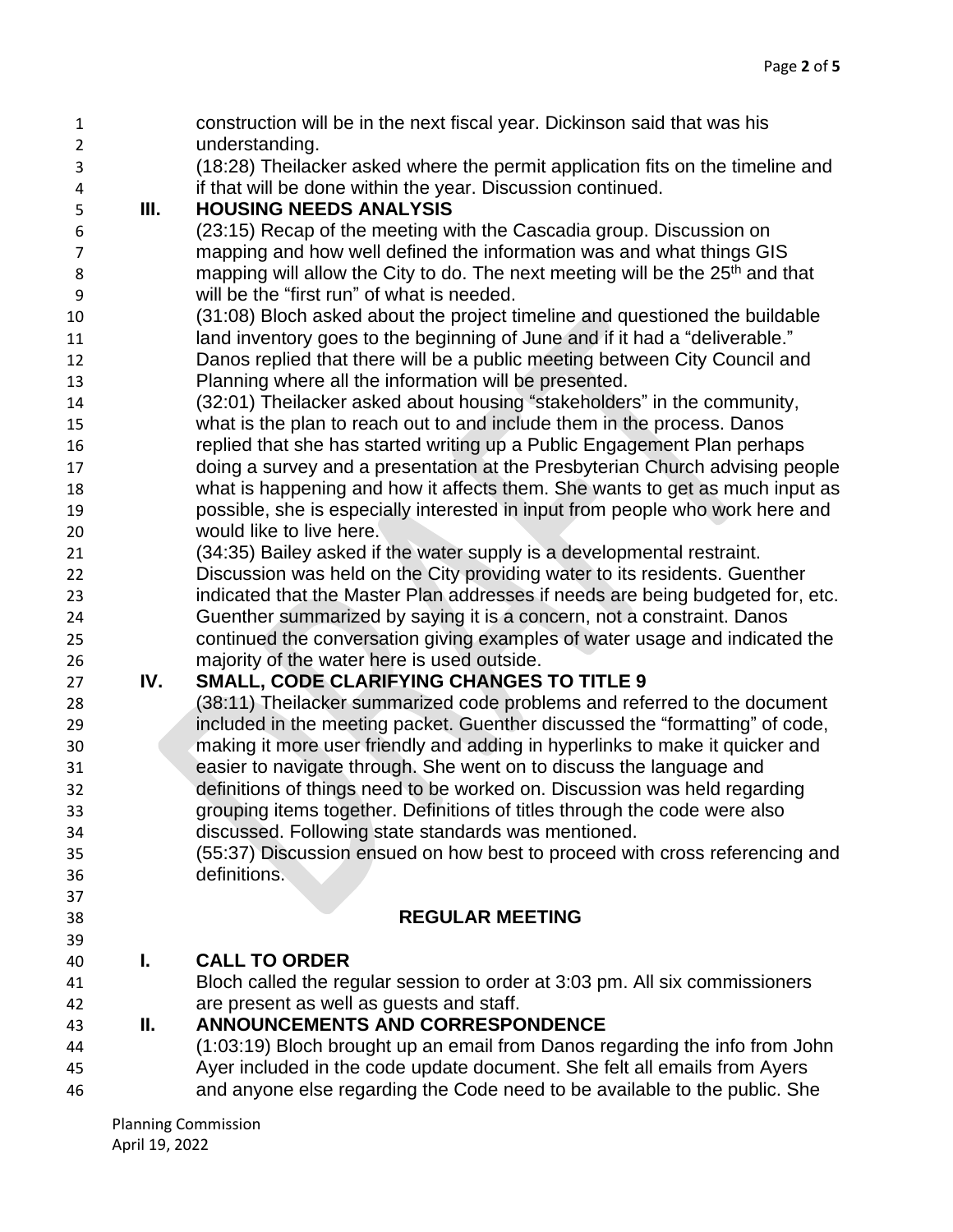construction will be in the next fiscal year. Dickinson said that was his understanding.

(18:28) Theilacker asked where the permit application fits on the timeline and if that will be done within the year. Discussion continued.

## III. HOUSING NEEDS ANALYSIS

(23:15) Recap of the meeting with the Cascadia group. Discussion on mapping and how well defined the information was and what things GIS mapping will allow the City to do. The next meeting will be the 25th and that will be the "first run" of what is needed.

(31:08) Bloch asked about the project timeline and questioned the buildable land inventory goes to the beginning of June and if it had a "deliverable." Danos replied that there will be a public meeting between City Council and Planning where all the information will be presented.

(32:01) Theilacker asked about housing "stakeholders" in the community, what is the plan to reach out to and include them in the process. Danos replied that she has started writing up a Public Engagement Plan perhaps doing a survey and a presentation at the Presbyterian Church advising people what is happening and how it affects them. She wants to get as much input as possible, she is especially interested in input from people who work here and would like to live here.

(34:35) Bailey asked if the water supply is a developmental restraint. Discussion was held on the City providing water to its residents. Guenther indicated that the Master Plan addresses if needs are being budgeted for, etc. Guenther summarized by saying it is a concern, not a constraint. Danos continued the conversation giving examples of water usage and indicated the majority of the water here is used outside.

## IV. SMALL, CODE CLARIFYING CHANGES TO TITLE 9

(38:11) Theilacker summarized code problems and referred to the document included in the meeting packet. Guenther discussed the "formatting" of code, making it more user friendly and adding in hyperlinks to make it quicker and easier to navigate through. She went on to discuss the language and definitions of things need to be worked on. Discussion was held regarding grouping items together. Definitions of titles through the code were also discussed. Following state standards was mentioned.

(55:37) Discussion ensued on how best to proceed with cross referencing and definitions.

# REGULAR MEETING

## I. CALL TO ORDER

Bloch called the regular session to order at 3:03 pm. All six commissioners are present as well as guests and staff.

## II. ANNOUNCEMENTS AND CORRESPONDENCE

(1:03:19) Bloch brought up an email from Danos regarding the info from John Ayer included in the code update document. She felt all emails from Ayers and anyone else regarding the Code need to be available to the public. She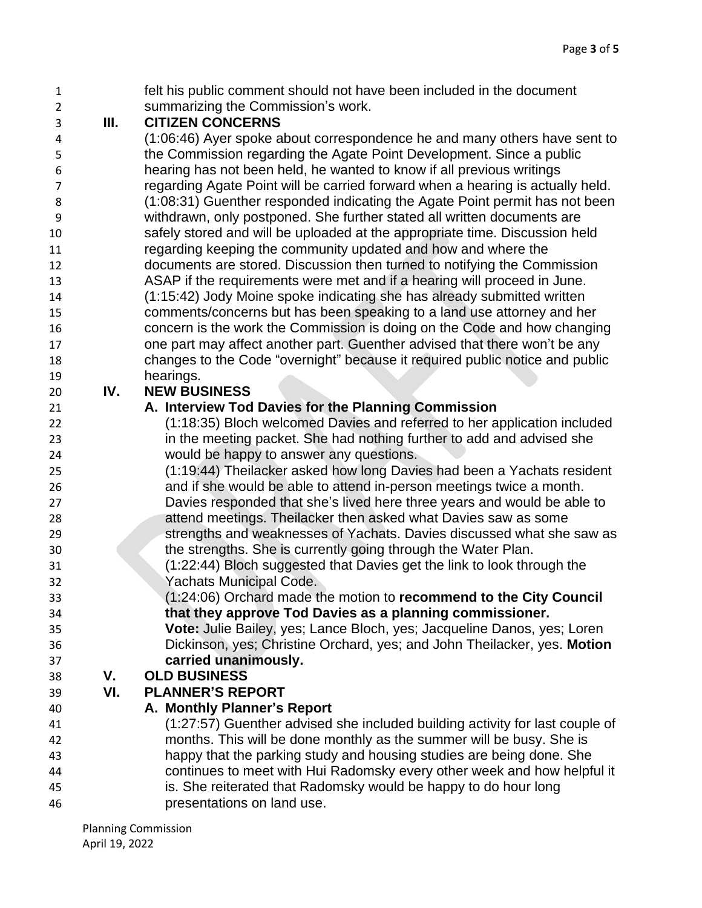felt his public comment should not have been included in the document summarizing the Commission's work.

## III. CITIZEN CONCERNS

(1:06:46) Ayer spoke about correspondence he and many others have sent to the Commission regarding the Agate Point Development. Since a public hearing has not been held, he wanted to know if all previous writings regarding Agate Point will be carried forward when a hearing is actually held. (1:08:31) Guenther responded indicating the Agate Point permit has not been withdrawn, only postponed. She further stated all written documents are safely stored and will be uploaded at the appropriate time. Discussion held regarding keeping the community updated and how and where the documents are stored. Discussion then turned to notifying the Commission ASAP if the requirements were met and if a hearing will proceed in June. (1:15:42) Jody Moine spoke indicating she has already submitted written comments/concerns but has been speaking to a land use attorney and her concern is the work the Commission is doing on the Code and how changing one part may affect another part. Guenther advised that there won't be any changes to the Code "overnight" because it required public notice and public hearings.

## IV. NEW BUSINESS

### A. Interview Tod Davies for the Planning Commission

(1:18:35) Bloch welcomed Davies and referred to her application included in the meeting packet. She had nothing further to add and advised she would be happy to answer any questions.

(1:19:44) Theilacker asked how long Davies had been a Yachats resident and if she would be able to attend in-person meetings twice a month. Davies responded that she's lived here three years and would be able to attend meetings. Theilacker then asked what Davies saw as some strengths and weaknesses of Yachats. Davies discussed what she saw as the strengths. She is currently going through the Water Plan.

(1:22:44) Bloch suggested that Davies get the link to look through the Yachats Municipal Code.

(1:24:06) Orchard made the motion to **recommend to the City Council that they approve Tod Davies as a planning commissioner.**

**Vote:** Julie Bailey, yes; Lance Bloch, yes; Jacqueline Danos, yes; Loren Dickinson, yes; Christine Orchard, yes; and John Theilacker, yes. **Motion carried unanimously.**

## V. OLD BUSINESS

## VI. PLANNER'S REPORT

### A. Monthly Planner's Report

(1:27:57) Guenther advised she included building activity for last couple of months. This will be done monthly as the summer will be busy. She is happy that the parking study and housing studies are being done. She continues to meet with Hui Radomsky every other week and how helpful it is. She reiterated that Radomsky would be happy to do hour long presentations on land use.

Planning Commission
April 19, 2022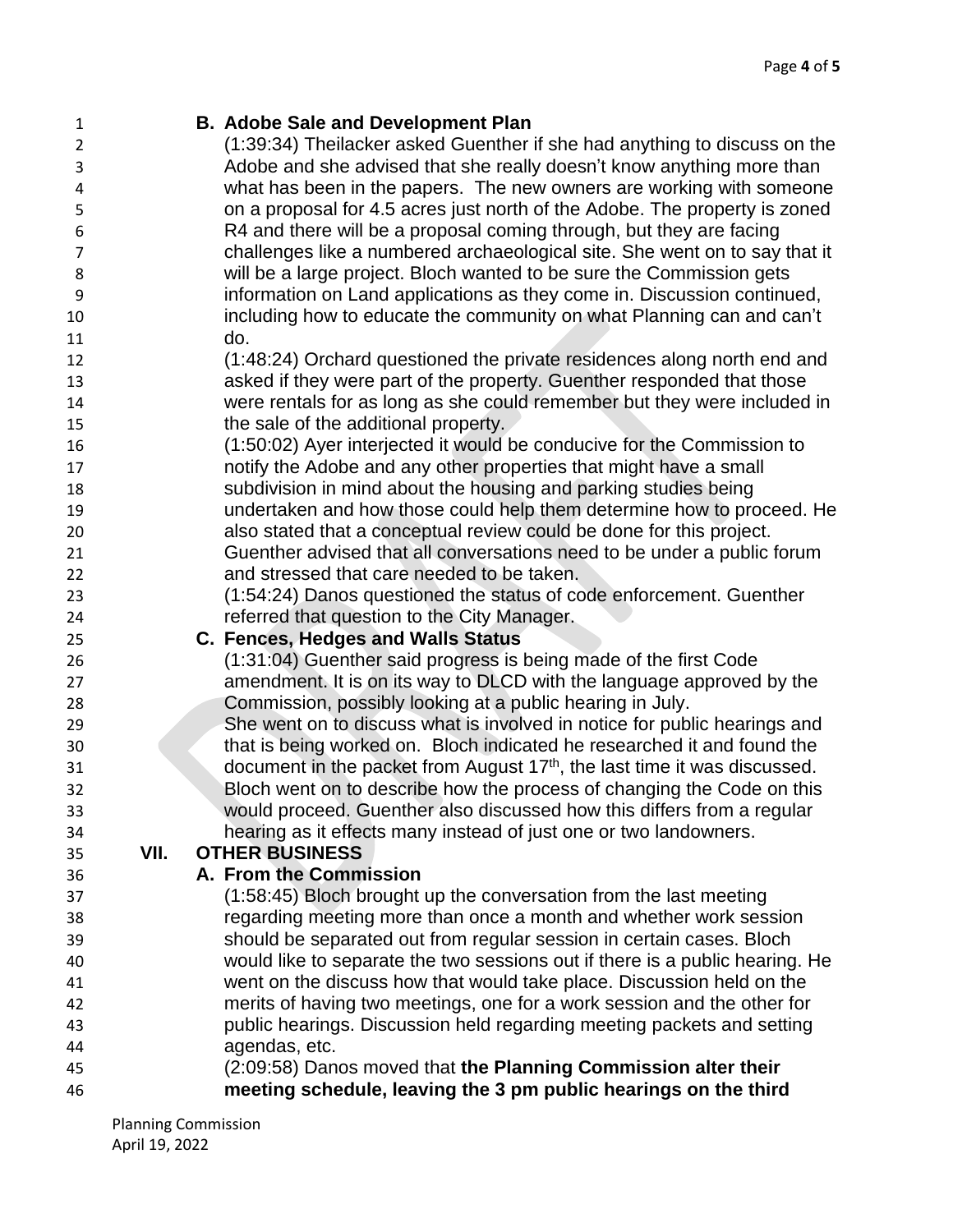**B. Adobe Sale and Development Plan**

(1:39:34) Theilacker asked Guenther if she had anything to discuss on the Adobe and she advised that she really doesn't know anything more than what has been in the papers. The new owners are working with someone on a proposal for 4.5 acres just north of the Adobe. The property is zoned R4 and there will be a proposal coming through, but they are facing challenges like a numbered archaeological site. She went on to say that it will be a large project. Bloch wanted to be sure the Commission gets information on Land applications as they come in. Discussion continued, including how to educate the community on what Planning can and can't do.

(1:48:24) Orchard questioned the private residences along north end and asked if they were part of the property. Guenther responded that those were rentals for as long as she could remember but they were included in the sale of the additional property.

(1:50:02) Ayer interjected it would be conducive for the Commission to notify the Adobe and any other properties that might have a small subdivision in mind about the housing and parking studies being undertaken and how those could help them determine how to proceed. He also stated that a conceptual review could be done for this project. Guenther advised that all conversations need to be under a public forum and stressed that care needed to be taken.

(1:54:24) Danos questioned the status of code enforcement. Guenther referred that question to the City Manager.

**C. Fences, Hedges and Walls Status**

(1:31:04) Guenther said progress is being made of the first Code amendment. It is on its way to DLCD with the language approved by the Commission, possibly looking at a public hearing in July.
She went on to discuss what is involved in notice for public hearings and that is being worked on. Bloch indicated he researched it and found the document in the packet from August 17th, the last time it was discussed. Bloch went on to describe how the process of changing the Code on this would proceed. Guenther also discussed how this differs from a regular hearing as it effects many instead of just one or two landowners.

## VII. OTHER BUSINESS

**A. From the Commission**

(1:58:45) Bloch brought up the conversation from the last meeting regarding meeting more than once a month and whether work session should be separated out from regular session in certain cases. Bloch would like to separate the two sessions out if there is a public hearing. He went on the discuss how that would take place. Discussion held on the merits of having two meetings, one for a work session and the other for public hearings. Discussion held regarding meeting packets and setting agendas, etc.

(2:09:58) Danos moved that **the Planning Commission alter their meeting schedule, leaving the 3 pm public hearings on the third**

Planning Commission
April 19, 2022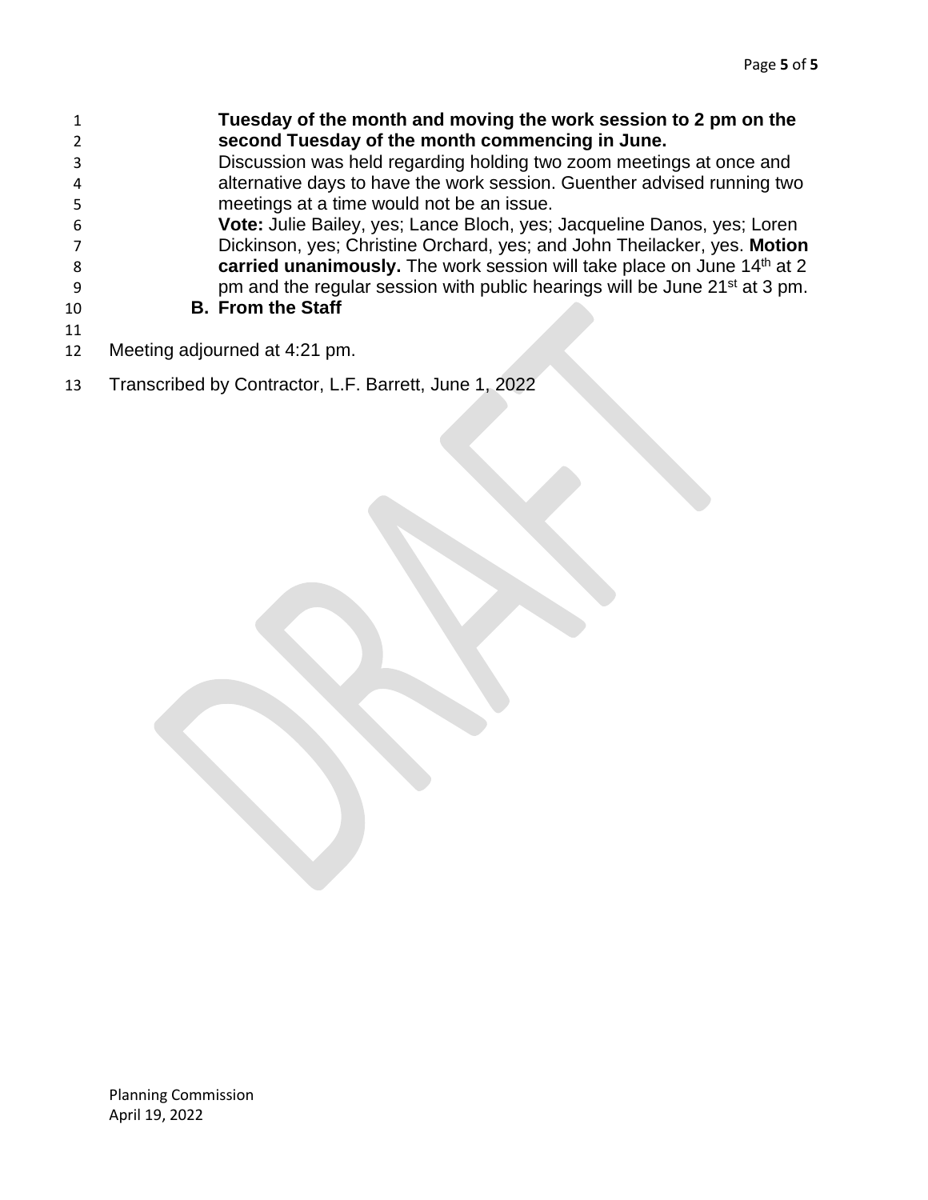**Tuesday of the month and moving the work session to 2 pm on the second Tuesday of the month commencing in June.**

Discussion was held regarding holding two zoom meetings at once and alternative days to have the work session. Guenther advised running two meetings at a time would not be an issue.

**Vote:** Julie Bailey, yes; Lance Bloch, yes; Jacqueline Danos, yes; Loren Dickinson, yes; Christine Orchard, yes; and John Theilacker, yes. **Motion carried unanimously.** The work session will take place on June 14th at 2 pm and the regular session with public hearings will be June 21st at 3 pm.

**B. From the Staff**

Meeting adjourned at 4:21 pm.

Transcribed by Contractor, L.F. Barrett, June 1, 2022

Planning Commission
April 19, 2022